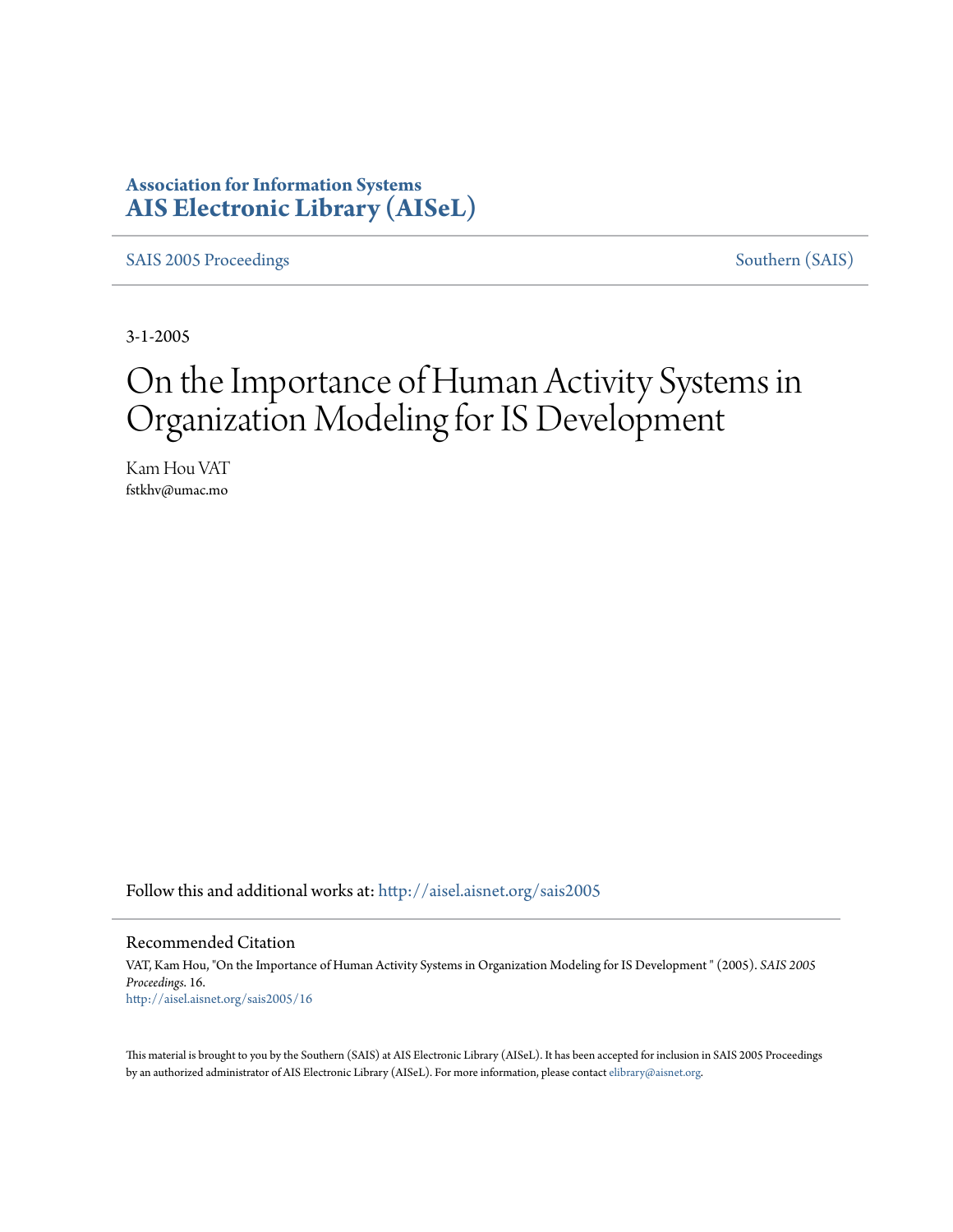**Association for Information Systems**
**AIS Electronic Library (AISeL)**

SAIS 2005 Proceedings | Southern (SAIS)

3-1-2005

# On the Importance of Human Activity Systems in Organization Modeling for IS Development

Kam Hou VAT
fstkhv@umac.mo

Follow this and additional works at: http://aisel.aisnet.org/sais2005

## Recommended Citation

VAT, Kam Hou, "On the Importance of Human Activity Systems in Organization Modeling for IS Development " (2005). *SAIS 2005 Proceedings*. 16.
http://aisel.aisnet.org/sais2005/16

This material is brought to you by the Southern (SAIS) at AIS Electronic Library (AISeL). It has been accepted for inclusion in SAIS 2005 Proceedings by an authorized administrator of AIS Electronic Library (AISeL). For more information, please contact elibrary@aisnet.org.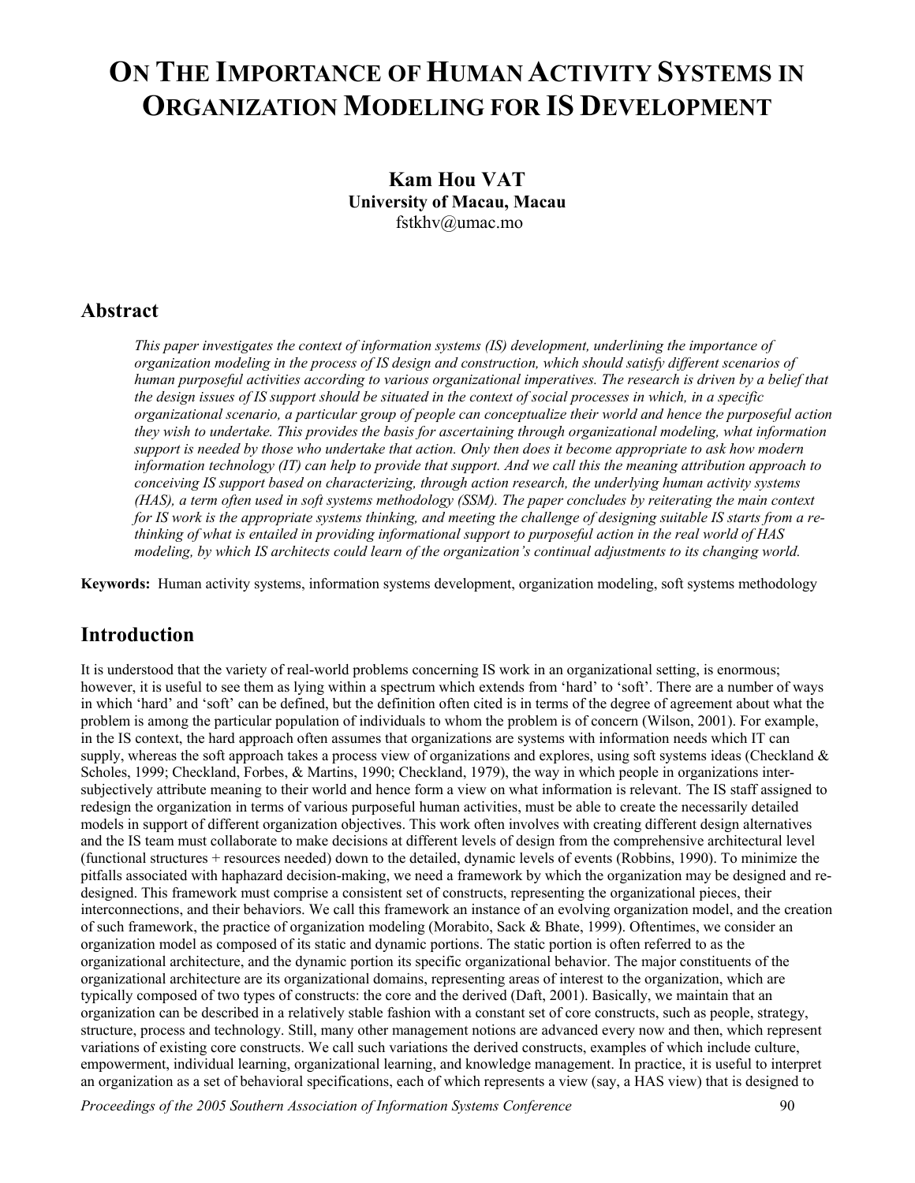# On the Importance of Human Activity Systems in Organization Modeling for IS Development

**Kam Hou VAT**
**University of Macau, Macau**
fstkhv@umac.mo

## Abstract

*This paper investigates the context of information systems (IS) development, underlining the importance of organization modeling in the process of IS design and construction, which should satisfy different scenarios of human purposeful activities according to various organizational imperatives. The research is driven by a belief that the design issues of IS support should be situated in the context of social processes in which, in a specific organizational scenario, a particular group of people can conceptualize their world and hence the purposeful action they wish to undertake. This provides the basis for ascertaining through organizational modeling, what information support is needed by those who undertake that action. Only then does it become appropriate to ask how modern information technology (IT) can help to provide that support. And we call this the meaning attribution approach to conceiving IS support based on characterizing, through action research, the underlying human activity systems (HAS), a term often used in soft systems methodology (SSM). The paper concludes by reiterating the main context for IS work is the appropriate systems thinking, and meeting the challenge of designing suitable IS starts from a re-thinking of what is entailed in providing informational support to purposeful action in the real world of HAS modeling, by which IS architects could learn of the organization's continual adjustments to its changing world.*

**Keywords:** Human activity systems, information systems development, organization modeling, soft systems methodology

## Introduction

It is understood that the variety of real-world problems concerning IS work in an organizational setting, is enormous; however, it is useful to see them as lying within a spectrum which extends from 'hard' to 'soft'. There are a number of ways in which 'hard' and 'soft' can be defined, but the definition often cited is in terms of the degree of agreement about what the problem is among the particular population of individuals to whom the problem is of concern (Wilson, 2001). For example, in the IS context, the hard approach often assumes that organizations are systems with information needs which IT can supply, whereas the soft approach takes a process view of organizations and explores, using soft systems ideas (Checkland & Scholes, 1999; Checkland, Forbes, & Martins, 1990; Checkland, 1979), the way in which people in organizations inter-subjectively attribute meaning to their world and hence form a view on what information is relevant. The IS staff assigned to redesign the organization in terms of various purposeful human activities, must be able to create the necessarily detailed models in support of different organization objectives. This work often involves with creating different design alternatives and the IS team must collaborate to make decisions at different levels of design from the comprehensive architectural level (functional structures + resources needed) down to the detailed, dynamic levels of events (Robbins, 1990). To minimize the pitfalls associated with haphazard decision-making, we need a framework by which the organization may be designed and re-designed. This framework must comprise a consistent set of constructs, representing the organizational pieces, their interconnections, and their behaviors. We call this framework an instance of an evolving organization model, and the creation of such framework, the practice of organization modeling (Morabito, Sack & Bhate, 1999). Oftentimes, we consider an organization model as composed of its static and dynamic portions. The static portion is often referred to as the organizational architecture, and the dynamic portion its specific organizational behavior. The major constituents of the organizational architecture are its organizational domains, representing areas of interest to the organization, which are typically composed of two types of constructs: the core and the derived (Daft, 2001). Basically, we maintain that an organization can be described in a relatively stable fashion with a constant set of core constructs, such as people, strategy, structure, process and technology. Still, many other management notions are advanced every now and then, which represent variations of existing core constructs. We call such variations the derived constructs, examples of which include culture, empowerment, individual learning, organizational learning, and knowledge management. In practice, it is useful to interpret an organization as a set of behavioral specifications, each of which represents a view (say, a HAS view) that is designed to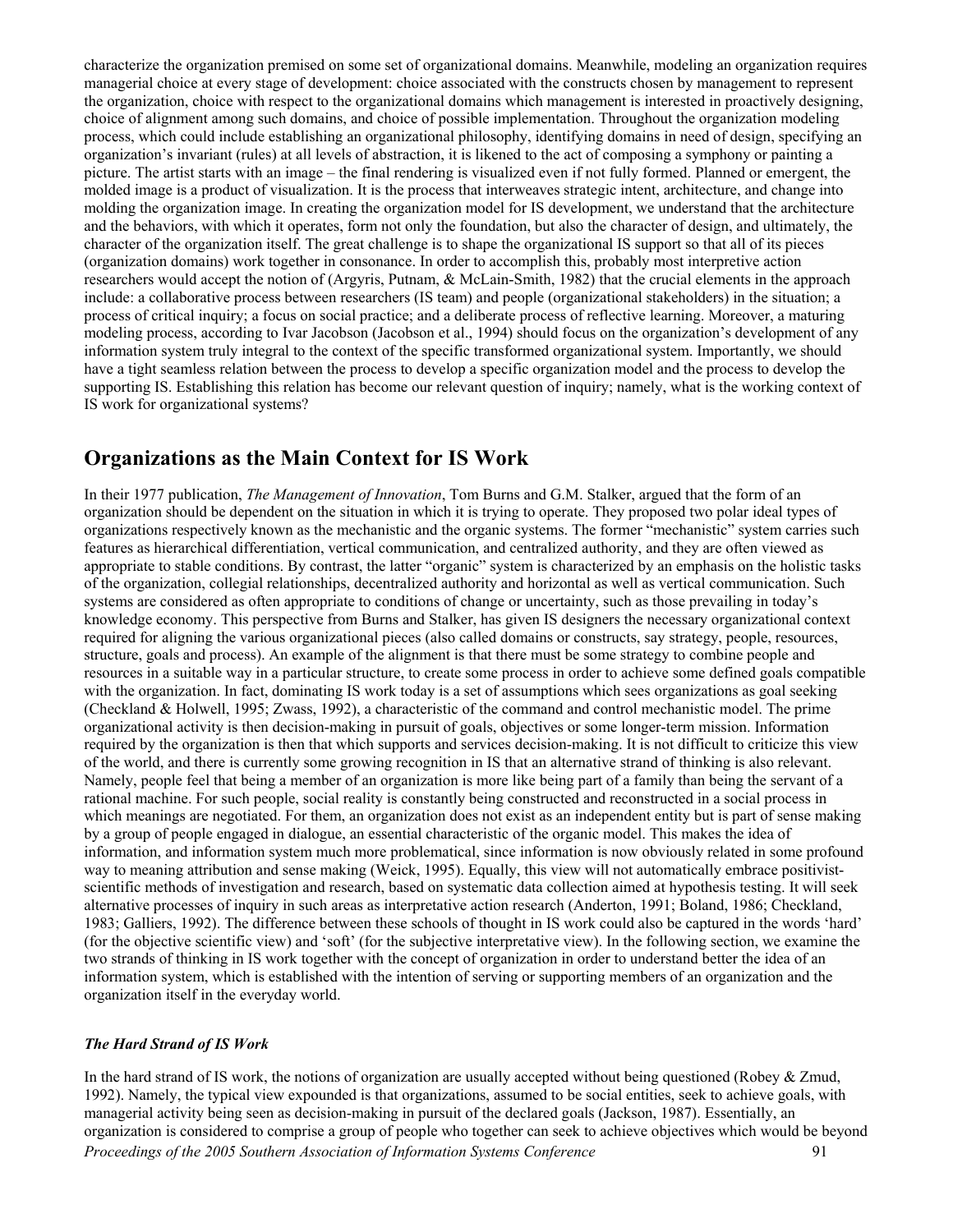characterize the organization premised on some set of organizational domains. Meanwhile, modeling an organization requires managerial choice at every stage of development: choice associated with the constructs chosen by management to represent the organization, choice with respect to the organizational domains which management is interested in proactively designing, choice of alignment among such domains, and choice of possible implementation. Throughout the organization modeling process, which could include establishing an organizational philosophy, identifying domains in need of design, specifying an organization's invariant (rules) at all levels of abstraction, it is likened to the act of composing a symphony or painting a picture. The artist starts with an image – the final rendering is visualized even if not fully formed. Planned or emergent, the molded image is a product of visualization. It is the process that interweaves strategic intent, architecture, and change into molding the organization image. In creating the organization model for IS development, we understand that the architecture and the behaviors, with which it operates, form not only the foundation, but also the character of design, and ultimately, the character of the organization itself. The great challenge is to shape the organizational IS support so that all of its pieces (organization domains) work together in consonance. In order to accomplish this, probably most interpretive action researchers would accept the notion of (Argyris, Putnam, & McLain-Smith, 1982) that the crucial elements in the approach include: a collaborative process between researchers (IS team) and people (organizational stakeholders) in the situation; a process of critical inquiry; a focus on social practice; and a deliberate process of reflective learning. Moreover, a maturing modeling process, according to Ivar Jacobson (Jacobson et al., 1994) should focus on the organization's development of any information system truly integral to the context of the specific transformed organizational system. Importantly, we should have a tight seamless relation between the process to develop a specific organization model and the process to develop the supporting IS. Establishing this relation has become our relevant question of inquiry; namely, what is the working context of IS work for organizational systems?

## Organizations as the Main Context for IS Work

In their 1977 publication, *The Management of Innovation*, Tom Burns and G.M. Stalker, argued that the form of an organization should be dependent on the situation in which it is trying to operate. They proposed two polar ideal types of organizations respectively known as the mechanistic and the organic systems. The former "mechanistic" system carries such features as hierarchical differentiation, vertical communication, and centralized authority, and they are often viewed as appropriate to stable conditions. By contrast, the latter "organic" system is characterized by an emphasis on the holistic tasks of the organization, collegial relationships, decentralized authority and horizontal as well as vertical communication. Such systems are considered as often appropriate to conditions of change or uncertainty, such as those prevailing in today's knowledge economy. This perspective from Burns and Stalker, has given IS designers the necessary organizational context required for aligning the various organizational pieces (also called domains or constructs, say strategy, people, resources, structure, goals and process). An example of the alignment is that there must be some strategy to combine people and resources in a suitable way in a particular structure, to create some process in order to achieve some defined goals compatible with the organization. In fact, dominating IS work today is a set of assumptions which sees organizations as goal seeking (Checkland & Holwell, 1995; Zwass, 1992), a characteristic of the command and control mechanistic model. The prime organizational activity is then decision-making in pursuit of goals, objectives or some longer-term mission. Information required by the organization is then that which supports and services decision-making. It is not difficult to criticize this view of the world, and there is currently some growing recognition in IS that an alternative strand of thinking is also relevant. Namely, people feel that being a member of an organization is more like being part of a family than being the servant of a rational machine. For such people, social reality is constantly being constructed and reconstructed in a social process in which meanings are negotiated. For them, an organization does not exist as an independent entity but is part of sense making by a group of people engaged in dialogue, an essential characteristic of the organic model. This makes the idea of information, and information system much more problematical, since information is now obviously related in some profound way to meaning attribution and sense making (Weick, 1995). Equally, this view will not automatically embrace positivist-scientific methods of investigation and research, based on systematic data collection aimed at hypothesis testing. It will seek alternative processes of inquiry in such areas as interpretative action research (Anderton, 1991; Boland, 1986; Checkland, 1983; Galliers, 1992). The difference between these schools of thought in IS work could also be captured in the words 'hard' (for the objective scientific view) and 'soft' (for the subjective interpretative view). In the following section, we examine the two strands of thinking in IS work together with the concept of organization in order to understand better the idea of an information system, which is established with the intention of serving or supporting members of an organization and the organization itself in the everyday world.

### *The Hard Strand of IS Work*

In the hard strand of IS work, the notions of organization are usually accepted without being questioned (Robey & Zmud, 1992). Namely, the typical view expounded is that organizations, assumed to be social entities, seek to achieve goals, with managerial activity being seen as decision-making in pursuit of the declared goals (Jackson, 1987). Essentially, an organization is considered to comprise a group of people who together can seek to achieve objectives which would be beyond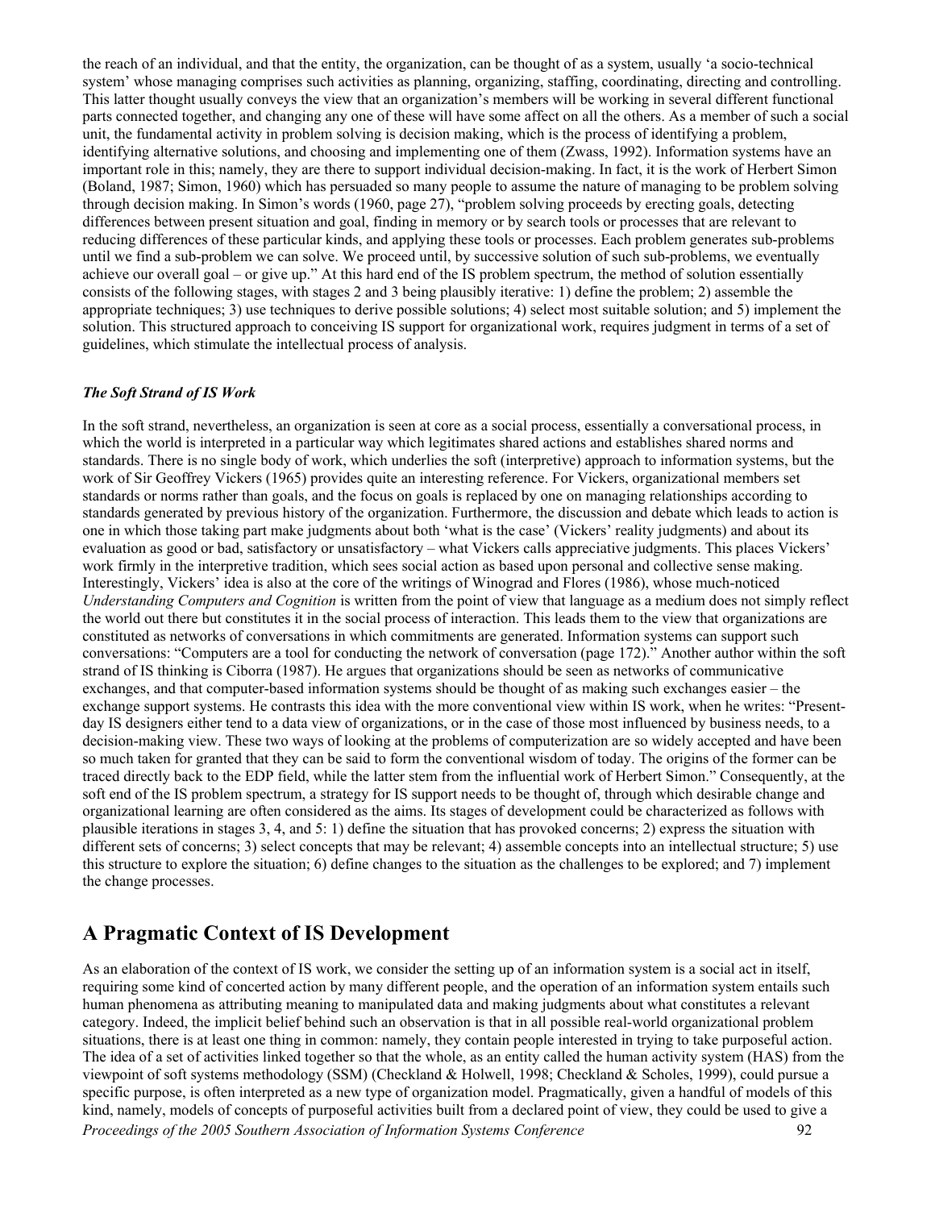the reach of an individual, and that the entity, the organization, can be thought of as a system, usually 'a socio-technical system' whose managing comprises such activities as planning, organizing, staffing, coordinating, directing and controlling. This latter thought usually conveys the view that an organization's members will be working in several different functional parts connected together, and changing any one of these will have some affect on all the others. As a member of such a social unit, the fundamental activity in problem solving is decision making, which is the process of identifying a problem, identifying alternative solutions, and choosing and implementing one of them (Zwass, 1992). Information systems have an important role in this; namely, they are there to support individual decision-making. In fact, it is the work of Herbert Simon (Boland, 1987; Simon, 1960) which has persuaded so many people to assume the nature of managing to be problem solving through decision making. In Simon's words (1960, page 27), "problem solving proceeds by erecting goals, detecting differences between present situation and goal, finding in memory or by search tools or processes that are relevant to reducing differences of these particular kinds, and applying these tools or processes. Each problem generates sub-problems until we find a sub-problem we can solve. We proceed until, by successive solution of such sub-problems, we eventually achieve our overall goal – or give up." At this hard end of the IS problem spectrum, the method of solution essentially consists of the following stages, with stages 2 and 3 being plausibly iterative: 1) define the problem; 2) assemble the appropriate techniques; 3) use techniques to derive possible solutions; 4) select most suitable solution; and 5) implement the solution. This structured approach to conceiving IS support for organizational work, requires judgment in terms of a set of guidelines, which stimulate the intellectual process of analysis.

### *The Soft Strand of IS Work*

In the soft strand, nevertheless, an organization is seen at core as a social process, essentially a conversational process, in which the world is interpreted in a particular way which legitimates shared actions and establishes shared norms and standards. There is no single body of work, which underlies the soft (interpretive) approach to information systems, but the work of Sir Geoffrey Vickers (1965) provides quite an interesting reference. For Vickers, organizational members set standards or norms rather than goals, and the focus on goals is replaced by one on managing relationships according to standards generated by previous history of the organization. Furthermore, the discussion and debate which leads to action is one in which those taking part make judgments about both 'what is the case' (Vickers' reality judgments) and about its evaluation as good or bad, satisfactory or unsatisfactory – what Vickers calls appreciative judgments. This places Vickers' work firmly in the interpretive tradition, which sees social action as based upon personal and collective sense making. Interestingly, Vickers' idea is also at the core of the writings of Winograd and Flores (1986), whose much-noticed *Understanding Computers and Cognition* is written from the point of view that language as a medium does not simply reflect the world out there but constitutes it in the social process of interaction. This leads them to the view that organizations are constituted as networks of conversations in which commitments are generated. Information systems can support such conversations: "Computers are a tool for conducting the network of conversation (page 172)." Another author within the soft strand of IS thinking is Ciborra (1987). He argues that organizations should be seen as networks of communicative exchanges, and that computer-based information systems should be thought of as making such exchanges easier – the exchange support systems. He contrasts this idea with the more conventional view within IS work, when he writes: "Present-day IS designers either tend to a data view of organizations, or in the case of those most influenced by business needs, to a decision-making view. These two ways of looking at the problems of computerization are so widely accepted and have been so much taken for granted that they can be said to form the conventional wisdom of today. The origins of the former can be traced directly back to the EDP field, while the latter stem from the influential work of Herbert Simon." Consequently, at the soft end of the IS problem spectrum, a strategy for IS support needs to be thought of, through which desirable change and organizational learning are often considered as the aims. Its stages of development could be characterized as follows with plausible iterations in stages 3, 4, and 5: 1) define the situation that has provoked concerns; 2) express the situation with different sets of concerns; 3) select concepts that may be relevant; 4) assemble concepts into an intellectual structure; 5) use this structure to explore the situation; 6) define changes to the situation as the challenges to be explored; and 7) implement the change processes.

## A Pragmatic Context of IS Development

As an elaboration of the context of IS work, we consider the setting up of an information system is a social act in itself, requiring some kind of concerted action by many different people, and the operation of an information system entails such human phenomena as attributing meaning to manipulated data and making judgments about what constitutes a relevant category. Indeed, the implicit belief behind such an observation is that in all possible real-world organizational problem situations, there is at least one thing in common: namely, they contain people interested in trying to take purposeful action. The idea of a set of activities linked together so that the whole, as an entity called the human activity system (HAS) from the viewpoint of soft systems methodology (SSM) (Checkland & Holwell, 1998; Checkland & Scholes, 1999), could pursue a specific purpose, is often interpreted as a new type of organization model. Pragmatically, given a handful of models of this kind, namely, models of concepts of purposeful activities built from a declared point of view, they could be used to give a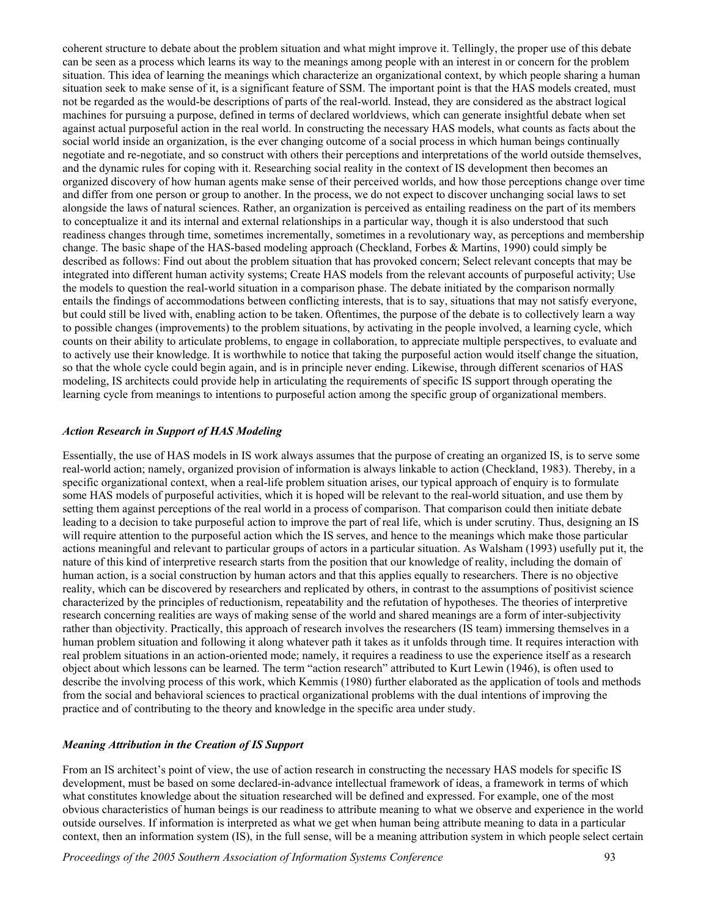coherent structure to debate about the problem situation and what might improve it. Tellingly, the proper use of this debate can be seen as a process which learns its way to the meanings among people with an interest in or concern for the problem situation. This idea of learning the meanings which characterize an organizational context, by which people sharing a human situation seek to make sense of it, is a significant feature of SSM. The important point is that the HAS models created, must not be regarded as the would-be descriptions of parts of the real-world. Instead, they are considered as the abstract logical machines for pursuing a purpose, defined in terms of declared worldviews, which can generate insightful debate when set against actual purposeful action in the real world. In constructing the necessary HAS models, what counts as facts about the social world inside an organization, is the ever changing outcome of a social process in which human beings continually negotiate and re-negotiate, and so construct with others their perceptions and interpretations of the world outside themselves, and the dynamic rules for coping with it. Researching social reality in the context of IS development then becomes an organized discovery of how human agents make sense of their perceived worlds, and how those perceptions change over time and differ from one person or group to another. In the process, we do not expect to discover unchanging social laws to set alongside the laws of natural sciences. Rather, an organization is perceived as entailing readiness on the part of its members to conceptualize it and its internal and external relationships in a particular way, though it is also understood that such readiness changes through time, sometimes incrementally, sometimes in a revolutionary way, as perceptions and membership change. The basic shape of the HAS-based modeling approach (Checkland, Forbes & Martins, 1990) could simply be described as follows: Find out about the problem situation that has provoked concern; Select relevant concepts that may be integrated into different human activity systems; Create HAS models from the relevant accounts of purposeful activity; Use the models to question the real-world situation in a comparison phase. The debate initiated by the comparison normally entails the findings of accommodations between conflicting interests, that is to say, situations that may not satisfy everyone, but could still be lived with, enabling action to be taken. Oftentimes, the purpose of the debate is to collectively learn a way to possible changes (improvements) to the problem situations, by activating in the people involved, a learning cycle, which counts on their ability to articulate problems, to engage in collaboration, to appreciate multiple perspectives, to evaluate and to actively use their knowledge. It is worthwhile to notice that taking the purposeful action would itself change the situation, so that the whole cycle could begin again, and is in principle never ending. Likewise, through different scenarios of HAS modeling, IS architects could provide help in articulating the requirements of specific IS support through operating the learning cycle from meanings to intentions to purposeful action among the specific group of organizational members.

### *Action Research in Support of HAS Modeling*

Essentially, the use of HAS models in IS work always assumes that the purpose of creating an organized IS, is to serve some real-world action; namely, organized provision of information is always linkable to action (Checkland, 1983). Thereby, in a specific organizational context, when a real-life problem situation arises, our typical approach of enquiry is to formulate some HAS models of purposeful activities, which it is hoped will be relevant to the real-world situation, and use them by setting them against perceptions of the real world in a process of comparison. That comparison could then initiate debate leading to a decision to take purposeful action to improve the part of real life, which is under scrutiny. Thus, designing an IS will require attention to the purposeful action which the IS serves, and hence to the meanings which make those particular actions meaningful and relevant to particular groups of actors in a particular situation. As Walsham (1993) usefully put it, the nature of this kind of interpretive research starts from the position that our knowledge of reality, including the domain of human action, is a social construction by human actors and that this applies equally to researchers. There is no objective reality, which can be discovered by researchers and replicated by others, in contrast to the assumptions of positivist science characterized by the principles of reductionism, repeatability and the refutation of hypotheses. The theories of interpretive research concerning realities are ways of making sense of the world and shared meanings are a form of inter-subjectivity rather than objectivity. Practically, this approach of research involves the researchers (IS team) immersing themselves in a human problem situation and following it along whatever path it takes as it unfolds through time. It requires interaction with real problem situations in an action-oriented mode; namely, it requires a readiness to use the experience itself as a research object about which lessons can be learned. The term "action research" attributed to Kurt Lewin (1946), is often used to describe the involving process of this work, which Kemmis (1980) further elaborated as the application of tools and methods from the social and behavioral sciences to practical organizational problems with the dual intentions of improving the practice and of contributing to the theory and knowledge in the specific area under study.

### *Meaning Attribution in the Creation of IS Support*

From an IS architect's point of view, the use of action research in constructing the necessary HAS models for specific IS development, must be based on some declared-in-advance intellectual framework of ideas, a framework in terms of which what constitutes knowledge about the situation researched will be defined and expressed. For example, one of the most obvious characteristics of human beings is our readiness to attribute meaning to what we observe and experience in the world outside ourselves. If information is interpreted as what we get when human being attribute meaning to data in a particular context, then an information system (IS), in the full sense, will be a meaning attribution system in which people select certain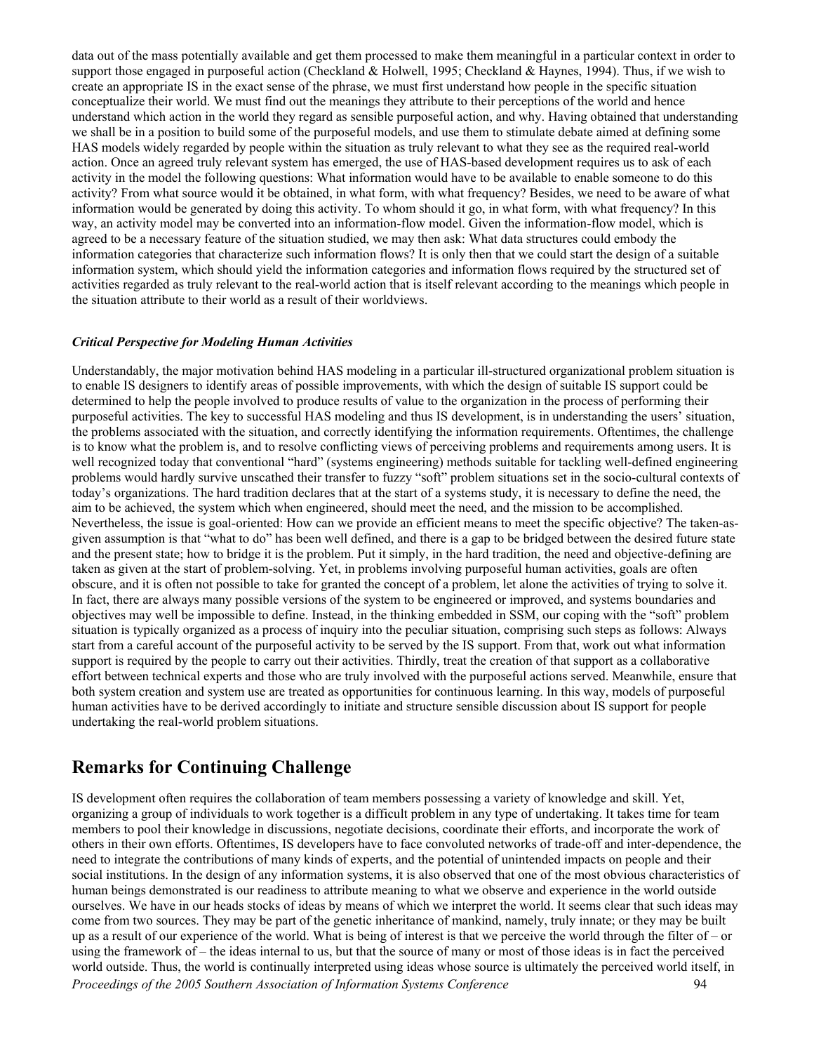data out of the mass potentially available and get them processed to make them meaningful in a particular context in order to support those engaged in purposeful action (Checkland & Holwell, 1995; Checkland & Haynes, 1994). Thus, if we wish to create an appropriate IS in the exact sense of the phrase, we must first understand how people in the specific situation conceptualize their world. We must find out the meanings they attribute to their perceptions of the world and hence understand which action in the world they regard as sensible purposeful action, and why. Having obtained that understanding we shall be in a position to build some of the purposeful models, and use them to stimulate debate aimed at defining some HAS models widely regarded by people within the situation as truly relevant to what they see as the required real-world action. Once an agreed truly relevant system has emerged, the use of HAS-based development requires us to ask of each activity in the model the following questions: What information would have to be available to enable someone to do this activity? From what source would it be obtained, in what form, with what frequency? Besides, we need to be aware of what information would be generated by doing this activity. To whom should it go, in what form, with what frequency? In this way, an activity model may be converted into an information-flow model. Given the information-flow model, which is agreed to be a necessary feature of the situation studied, we may then ask: What data structures could embody the information categories that characterize such information flows? It is only then that we could start the design of a suitable information system, which should yield the information categories and information flows required by the structured set of activities regarded as truly relevant to the real-world action that is itself relevant according to the meanings which people in the situation attribute to their world as a result of their worldviews.

### *Critical Perspective for Modeling Human Activities*

Understandably, the major motivation behind HAS modeling in a particular ill-structured organizational problem situation is to enable IS designers to identify areas of possible improvements, with which the design of suitable IS support could be determined to help the people involved to produce results of value to the organization in the process of performing their purposeful activities. The key to successful HAS modeling and thus IS development, is in understanding the users' situation, the problems associated with the situation, and correctly identifying the information requirements. Oftentimes, the challenge is to know what the problem is, and to resolve conflicting views of perceiving problems and requirements among users. It is well recognized today that conventional "hard" (systems engineering) methods suitable for tackling well-defined engineering problems would hardly survive unscathed their transfer to fuzzy "soft" problem situations set in the socio-cultural contexts of today's organizations. The hard tradition declares that at the start of a systems study, it is necessary to define the need, the aim to be achieved, the system which when engineered, should meet the need, and the mission to be accomplished. Nevertheless, the issue is goal-oriented: How can we provide an efficient means to meet the specific objective? The taken-as-given assumption is that "what to do" has been well defined, and there is a gap to be bridged between the desired future state and the present state; how to bridge it is the problem. Put it simply, in the hard tradition, the need and objective-defining are taken as given at the start of problem-solving. Yet, in problems involving purposeful human activities, goals are often obscure, and it is often not possible to take for granted the concept of a problem, let alone the activities of trying to solve it. In fact, there are always many possible versions of the system to be engineered or improved, and systems boundaries and objectives may well be impossible to define. Instead, in the thinking embedded in SSM, our coping with the "soft" problem situation is typically organized as a process of inquiry into the peculiar situation, comprising such steps as follows: Always start from a careful account of the purposeful activity to be served by the IS support. From that, work out what information support is required by the people to carry out their activities. Thirdly, treat the creation of that support as a collaborative effort between technical experts and those who are truly involved with the purposeful actions served. Meanwhile, ensure that both system creation and system use are treated as opportunities for continuous learning. In this way, models of purposeful human activities have to be derived accordingly to initiate and structure sensible discussion about IS support for people undertaking the real-world problem situations.

## Remarks for Continuing Challenge

IS development often requires the collaboration of team members possessing a variety of knowledge and skill. Yet, organizing a group of individuals to work together is a difficult problem in any type of undertaking. It takes time for team members to pool their knowledge in discussions, negotiate decisions, coordinate their efforts, and incorporate the work of others in their own efforts. Oftentimes, IS developers have to face convoluted networks of trade-off and inter-dependence, the need to integrate the contributions of many kinds of experts, and the potential of unintended impacts on people and their social institutions. In the design of any information systems, it is also observed that one of the most obvious characteristics of human beings demonstrated is our readiness to attribute meaning to what we observe and experience in the world outside ourselves. We have in our heads stocks of ideas by means of which we interpret the world. It seems clear that such ideas may come from two sources. They may be part of the genetic inheritance of mankind, namely, truly innate; or they may be built up as a result of our experience of the world. What is being of interest is that we perceive the world through the filter of – or using the framework of – the ideas internal to us, but that the source of many or most of those ideas is in fact the perceived world outside. Thus, the world is continually interpreted using ideas whose source is ultimately the perceived world itself, in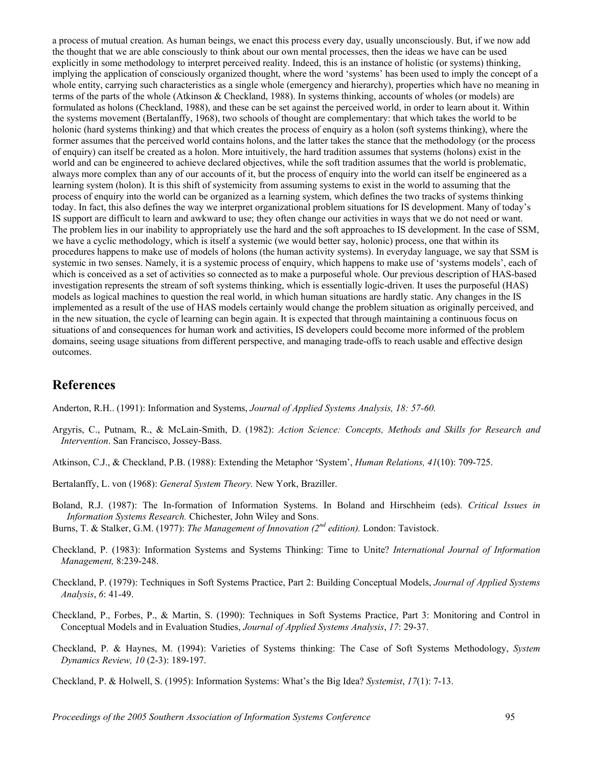a process of mutual creation. As human beings, we enact this process every day, usually unconsciously. But, if we now add the thought that we are able consciously to think about our own mental processes, then the ideas we have can be used explicitly in some methodology to interpret perceived reality. Indeed, this is an instance of holistic (or systems) thinking, implying the application of consciously organized thought, where the word 'systems' has been used to imply the concept of a whole entity, carrying such characteristics as a single whole (emergency and hierarchy), properties which have no meaning in terms of the parts of the whole (Atkinson & Checkland, 1988). In systems thinking, accounts of wholes (or models) are formulated as holons (Checkland, 1988), and these can be set against the perceived world, in order to learn about it. Within the systems movement (Bertalanffy, 1968), two schools of thought are complementary: that which takes the world to be holonic (hard systems thinking) and that which creates the process of enquiry as a holon (soft systems thinking), where the former assumes that the perceived world contains holons, and the latter takes the stance that the methodology (or the process of enquiry) can itself be created as a holon. More intuitively, the hard tradition assumes that systems (holons) exist in the world and can be engineered to achieve declared objectives, while the soft tradition assumes that the world is problematic, always more complex than any of our accounts of it, but the process of enquiry into the world can itself be engineered as a learning system (holon). It is this shift of systemicity from assuming systems to exist in the world to assuming that the process of enquiry into the world can be organized as a learning system, which defines the two tracks of systems thinking today. In fact, this also defines the way we interpret organizational problem situations for IS development. Many of today's IS support are difficult to learn and awkward to use; they often change our activities in ways that we do not need or want. The problem lies in our inability to appropriately use the hard and the soft approaches to IS development. In the case of SSM, we have a cyclic methodology, which is itself a systemic (we would better say, holonic) process, one that within its procedures happens to make use of models of holons (the human activity systems). In everyday language, we say that SSM is systemic in two senses. Namely, it is a systemic process of enquiry, which happens to make use of 'systems models', each of which is conceived as a set of activities so connected as to make a purposeful whole. Our previous description of HAS-based investigation represents the stream of soft systems thinking, which is essentially logic-driven. It uses the purposeful (HAS) models as logical machines to question the real world, in which human situations are hardly static. Any changes in the IS implemented as a result of the use of HAS models certainly would change the problem situation as originally perceived, and in the new situation, the cycle of learning can begin again. It is expected that through maintaining a continuous focus on situations of and consequences for human work and activities, IS developers could become more informed of the problem domains, seeing usage situations from different perspective, and managing trade-offs to reach usable and effective design outcomes.

## References

Anderton, R.H.. (1991): Information and Systems, *Journal of Applied Systems Analysis, 18: 57-60.*

Argyris, C., Putnam, R., & McLain-Smith, D. (1982): *Action Science: Concepts, Methods and Skills for Research and Intervention*. San Francisco, Jossey-Bass.

Atkinson, C.J., & Checkland, P.B. (1988): Extending the Metaphor 'System', *Human Relations, 41*(10): 709-725.

Bertalanffy, L. von (1968): *General System Theory.* New York, Braziller.

Boland, R.J. (1987): The In-formation of Information Systems. In Boland and Hirschheim (eds). *Critical Issues in Information Systems Research.* Chichester, John Wiley and Sons.

Burns, T. & Stalker, G.M. (1977): *The Management of Innovation (2nd edition).* London: Tavistock.

Checkland, P. (1983): Information Systems and Systems Thinking: Time to Unite? *International Journal of Information Management,* 8:239-248.

Checkland, P. (1979): Techniques in Soft Systems Practice, Part 2: Building Conceptual Models, *Journal of Applied Systems Analysis*, *6*: 41-49.

Checkland, P., Forbes, P., & Martin, S. (1990): Techniques in Soft Systems Practice, Part 3: Monitoring and Control in Conceptual Models and in Evaluation Studies, *Journal of Applied Systems Analysis*, *17*: 29-37.

Checkland, P. & Haynes, M. (1994): Varieties of Systems thinking: The Case of Soft Systems Methodology, *System Dynamics Review, 10* (2-3): 189-197.

Checkland, P. & Holwell, S. (1995): Information Systems: What's the Big Idea? *Systemist*, *17*(1): 7-13.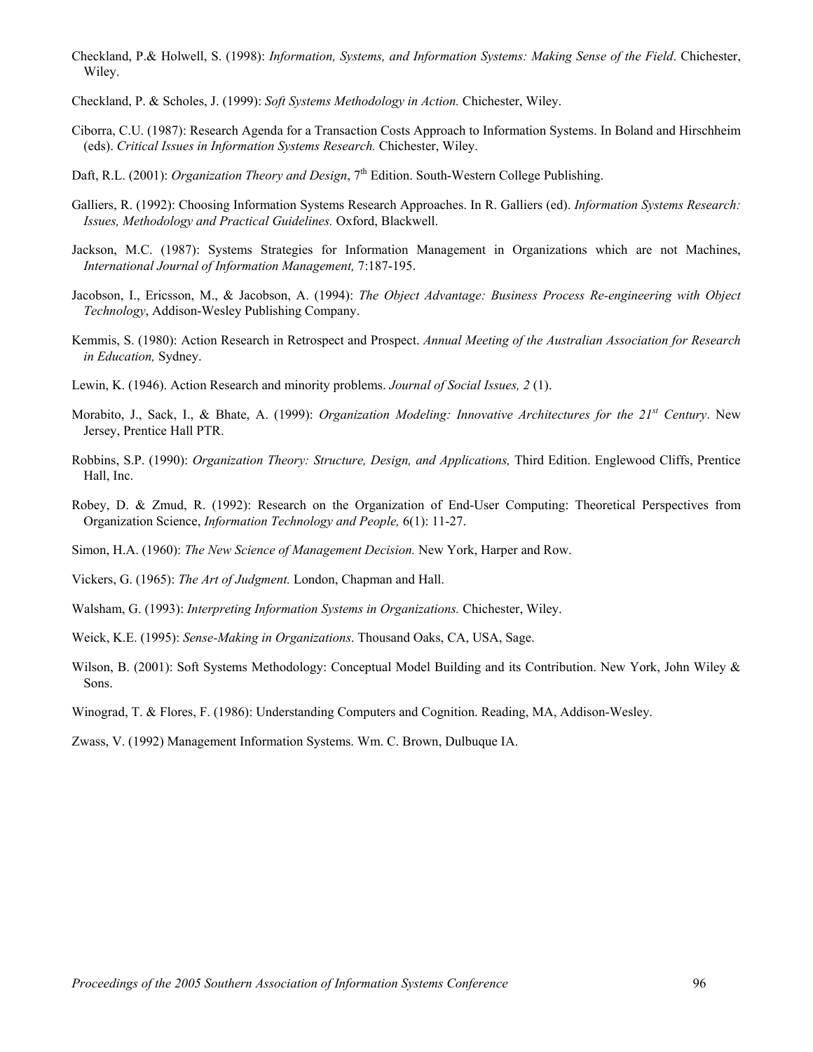Checkland, P.& Holwell, S. (1998): *Information, Systems, and Information Systems: Making Sense of the Field*. Chichester, Wiley.

Checkland, P. & Scholes, J. (1999): *Soft Systems Methodology in Action.* Chichester, Wiley.

Ciborra, C.U. (1987): Research Agenda for a Transaction Costs Approach to Information Systems. In Boland and Hirschheim (eds). *Critical Issues in Information Systems Research.* Chichester, Wiley.

Daft, R.L. (2001): *Organization Theory and Design*, 7th Edition. South-Western College Publishing.

Galliers, R. (1992): Choosing Information Systems Research Approaches. In R. Galliers (ed). *Information Systems Research: Issues, Methodology and Practical Guidelines.* Oxford, Blackwell.

Jackson, M.C. (1987): Systems Strategies for Information Management in Organizations which are not Machines, *International Journal of Information Management,* 7:187-195.

Jacobson, I., Ericsson, M., & Jacobson, A. (1994): *The Object Advantage: Business Process Re-engineering with Object Technology*, Addison-Wesley Publishing Company.

Kemmis, S. (1980): Action Research in Retrospect and Prospect. *Annual Meeting of the Australian Association for Research in Education,* Sydney.

Lewin, K. (1946). Action Research and minority problems. *Journal of Social Issues, 2* (1).

Morabito, J., Sack, I., & Bhate, A. (1999): *Organization Modeling: Innovative Architectures for the 21st Century*. New Jersey, Prentice Hall PTR.

Robbins, S.P. (1990): *Organization Theory: Structure, Design, and Applications,* Third Edition. Englewood Cliffs, Prentice Hall, Inc.

Robey, D. & Zmud, R. (1992): Research on the Organization of End-User Computing: Theoretical Perspectives from Organization Science, *Information Technology and People,* 6(1): 11-27.

Simon, H.A. (1960): *The New Science of Management Decision.* New York, Harper and Row.

Vickers, G. (1965): *The Art of Judgment.* London, Chapman and Hall.

Walsham, G. (1993): *Interpreting Information Systems in Organizations.* Chichester, Wiley.

Weick, K.E. (1995): *Sense-Making in Organizations*. Thousand Oaks, CA, USA, Sage.

Wilson, B. (2001): Soft Systems Methodology: Conceptual Model Building and its Contribution. New York, John Wiley & Sons.

Winograd, T. & Flores, F. (1986): Understanding Computers and Cognition. Reading, MA, Addison-Wesley.

Zwass, V. (1992) Management Information Systems. Wm. C. Brown, Dulbuque IA.